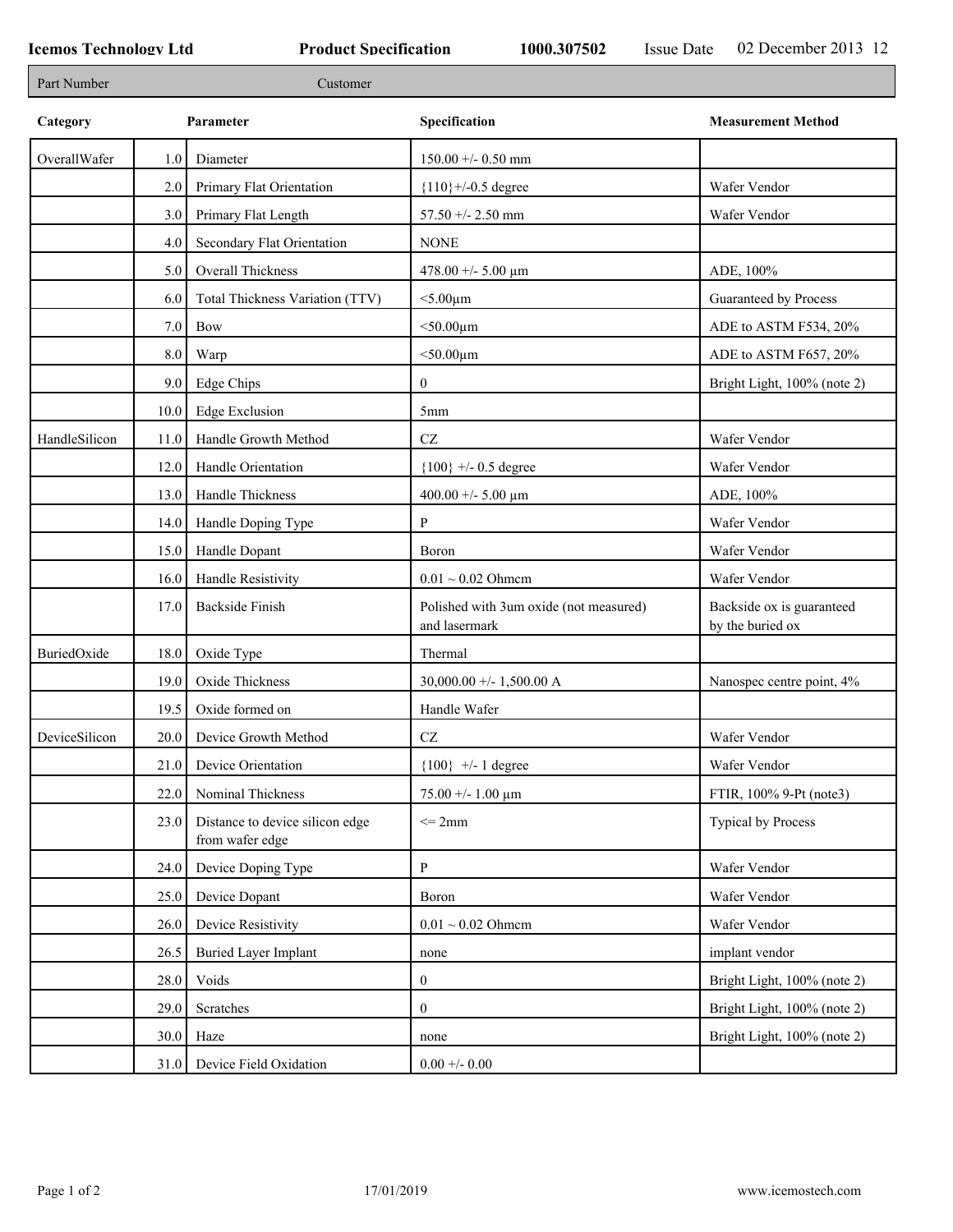**Icemos Technology Ltd** **Product Specification** **1000.307502** Issue Date 02 December 2013 12

| Part Number | Customer |
|---|---|

| Category | | Parameter | Specification | Measurement Method |
|---|---|---|---|---|
| OverallWafer | 1.0 | Diameter | 150.00 +/- 0.50 mm | |
| | 2.0 | Primary Flat Orientation | {110}+/-0.5 degree | Wafer Vendor |
| | 3.0 | Primary Flat Length | 57.50 +/- 2.50 mm | Wafer Vendor |
| | 4.0 | Secondary Flat Orientation | NONE | |
| | 5.0 | Overall Thickness | 478.00 +/- 5.00 µm | ADE, 100% |
| | 6.0 | Total Thickness Variation (TTV) | <5.00µm | Guaranteed by Process |
| | 7.0 | Bow | <50.00µm | ADE to ASTM F534, 20% |
| | 8.0 | Warp | <50.00µm | ADE to ASTM F657, 20% |
| | 9.0 | Edge Chips | 0 | Bright Light, 100% (note 2) |
| | 10.0 | Edge Exclusion | 5mm | |
| HandleSilicon | 11.0 | Handle Growth Method | CZ | Wafer Vendor |
| | 12.0 | Handle Orientation | {100} +/- 0.5 degree | Wafer Vendor |
| | 13.0 | Handle Thickness | 400.00 +/- 5.00 µm | ADE, 100% |
| | 14.0 | Handle Doping Type | P | Wafer Vendor |
| | 15.0 | Handle Dopant | Boron | Wafer Vendor |
| | 16.0 | Handle Resistivity | 0.01 ~ 0.02 Ohmcm | Wafer Vendor |
| | 17.0 | Backside Finish | Polished with 3um oxide (not measured) and lasermark | Backside ox is guaranteed by the buried ox |
| BuriedOxide | 18.0 | Oxide Type | Thermal | |
| | 19.0 | Oxide Thickness | 30,000.00 +/- 1,500.00 A | Nanospec centre point, 4% |
| | 19.5 | Oxide formed on | Handle Wafer | |
| DeviceSilicon | 20.0 | Device Growth Method | CZ | Wafer Vendor |
| | 21.0 | Device Orientation | {100} +/- 1 degree | Wafer Vendor |
| | 22.0 | Nominal Thickness | 75.00 +/- 1.00 µm | FTIR, 100% 9-Pt (note3) |
| | 23.0 | Distance to device silicon edge from wafer edge | <= 2mm | Typical by Process |
| | 24.0 | Device Doping Type | P | Wafer Vendor |
| | 25.0 | Device Dopant | Boron | Wafer Vendor |
| | 26.0 | Device Resistivity | 0.01 ~ 0.02 Ohmcm | Wafer Vendor |
| | 26.5 | Buried Layer Implant | none | implant vendor |
| | 28.0 | Voids | 0 | Bright Light, 100% (note 2) |
| | 29.0 | Scratches | 0 | Bright Light, 100% (note 2) |
| | 30.0 | Haze | none | Bright Light, 100% (note 2) |
| | 31.0 | Device Field Oxidation | 0.00 +/- 0.00 | |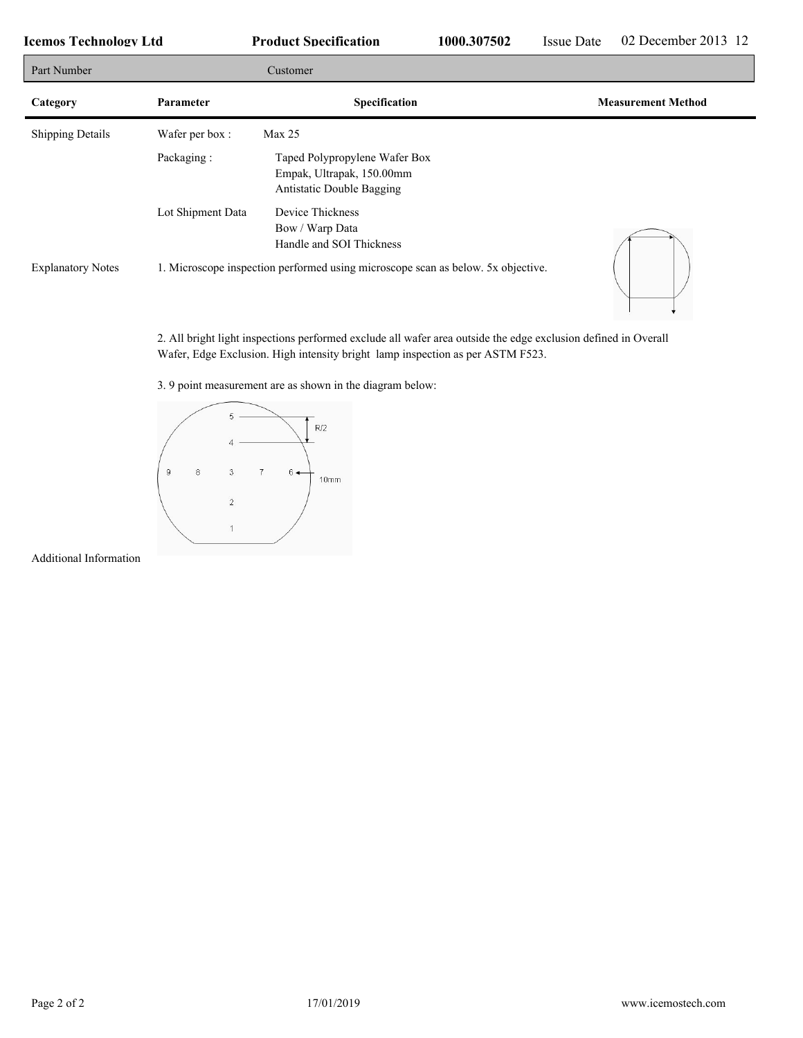| Category | Parameter | Specification | Measurement Method |
|---|---|---|---|
| Shipping Details | Wafer per box : | Max 25 | |
| | Packaging : | Taped Polypropylene Wafer Box<br>Empak, Ultrapak, 150.00mm<br>Antistatic Double Bagging | |
| | Lot Shipment Data | Device Thickness<br>Bow / Warp Data<br>Handle and SOI Thickness | |
| Explanatory Notes | 1. Microscope inspection performed using microscope scan as below. 5x objective. | | |

2. All bright light inspections performed exclude all wafer area outside the edge exclusion defined in Overall Wafer, Edge Exclusion. High intensity bright lamp inspection as per ASTM F523.

3. 9 point measurement are as shown in the diagram below:

5
4
R/2
9 8 3 7 6
10mm
2
1

Additional Information